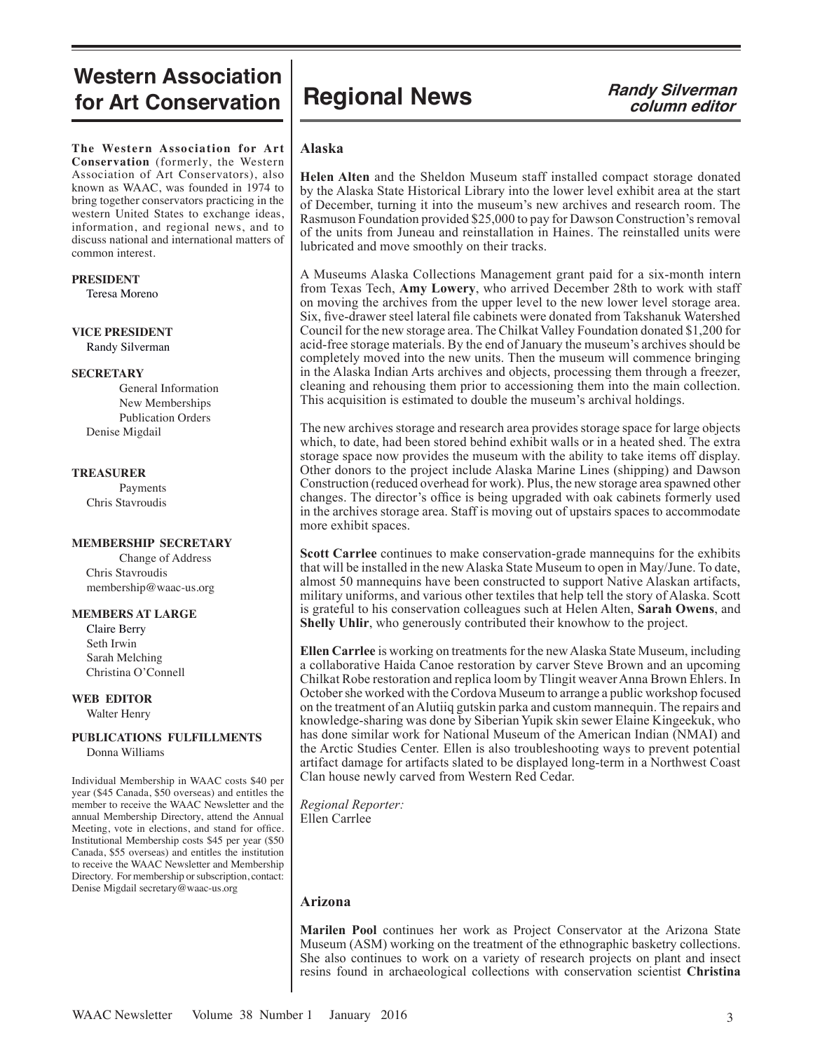# Western Association for Art Conservation

**The Western Association for Art Conservation** (formerly, the Western Association of Art Conservators), also known as WAAC, was founded in 1974 to bring together conservators practicing in the western United States to exchange ideas, information, and regional news, and to discuss national and international matters of common interest.

**PRESIDENT**
Teresa Moreno

**VICE PRESIDENT**
Randy Silverman

**SECRETARY**
General Information
New Memberships
Publication Orders
Denise Migdail

**TREASURER**
Payments
Chris Stavroudis

**MEMBERSHIP SECRETARY**
Change of Address
Chris Stavroudis
membership@waac-us.org

**MEMBERS AT LARGE**
Claire Berry
Seth Irwin
Sarah Melching
Christina O'Connell

**WEB EDITOR**
Walter Henry

**PUBLICATIONS FULFILLMENTS**
Donna Williams

Individual Membership in WAAC costs $40 per year ($45 Canada, $50 overseas) and entitles the member to receive the WAAC Newsletter and the annual Membership Directory, attend the Annual Meeting, vote in elections, and stand for office. Institutional Membership costs $45 per year ($50 Canada, $55 overseas) and entitles the institution to receive the WAAC Newsletter and Membership Directory. For membership or subscription, contact: Denise Migdail secretary@waac-us.org

# Regional News

***Randy Silverman column editor***

## Alaska

**Helen Alten** and the Sheldon Museum staff installed compact storage donated by the Alaska State Historical Library into the lower level exhibit area at the start of December, turning it into the museum's new archives and research room. The Rasmuson Foundation provided $25,000 to pay for Dawson Construction's removal of the units from Juneau and reinstallation in Haines. The reinstalled units were lubricated and move smoothly on their tracks.

A Museums Alaska Collections Management grant paid for a six-month intern from Texas Tech, **Amy Lowery**, who arrived December 28th to work with staff on moving the archives from the upper level to the new lower level storage area. Six, five-drawer steel lateral file cabinets were donated from Takshanuk Watershed Council for the new storage area. The Chilkat Valley Foundation donated $1,200 for acid-free storage materials. By the end of January the museum's archives should be completely moved into the new units. Then the museum will commence bringing in the Alaska Indian Arts archives and objects, processing them through a freezer, cleaning and rehousing them prior to accessioning them into the main collection. This acquisition is estimated to double the museum's archival holdings.

The new archives storage and research area provides storage space for large objects which, to date, had been stored behind exhibit walls or in a heated shed. The extra storage space now provides the museum with the ability to take items off display. Other donors to the project include Alaska Marine Lines (shipping) and Dawson Construction (reduced overhead for work). Plus, the new storage area spawned other changes. The director's office is being upgraded with oak cabinets formerly used in the archives storage area. Staff is moving out of upstairs spaces to accommodate more exhibit spaces.

**Scott Carrlee** continues to make conservation-grade mannequins for the exhibits that will be installed in the new Alaska State Museum to open in May/June. To date, almost 50 mannequins have been constructed to support Native Alaskan artifacts, military uniforms, and various other textiles that help tell the story of Alaska. Scott is grateful to his conservation colleagues such at Helen Alten, **Sarah Owens**, and **Shelly Uhlir**, who generously contributed their knowhow to the project.

**Ellen Carrlee** is working on treatments for the new Alaska State Museum, including a collaborative Haida Canoe restoration by carver Steve Brown and an upcoming Chilkat Robe restoration and replica loom by Tlingit weaver Anna Brown Ehlers. In October she worked with the Cordova Museum to arrange a public workshop focused on the treatment of an Alutiiq gutskin parka and custom mannequin. The repairs and knowledge-sharing was done by Siberian Yupik skin sewer Elaine Kingeekuk, who has done similar work for National Museum of the American Indian (NMAI) and the Arctic Studies Center. Ellen is also troubleshooting ways to prevent potential artifact damage for artifacts slated to be displayed long-term in a Northwest Coast Clan house newly carved from Western Red Cedar.

*Regional Reporter:*
Ellen Carrlee

## Arizona

**Marilen Pool** continues her work as Project Conservator at the Arizona State Museum (ASM) working on the treatment of the ethnographic basketry collections. She also continues to work on a variety of research projects on plant and insect resins found in archaeological collections with conservation scientist **Christina**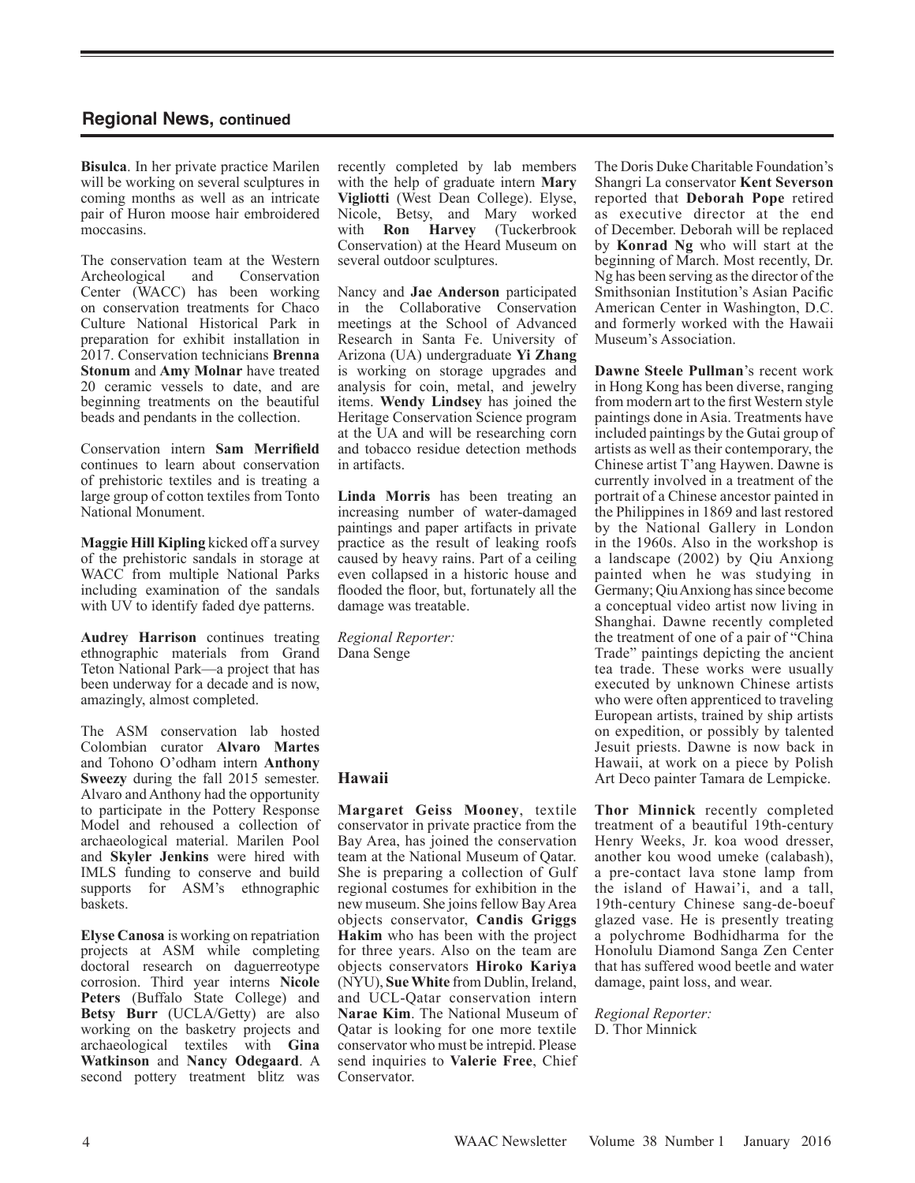## Regional News, continued

**Bisulca**. In her private practice Marilen will be working on several sculptures in coming months as well as an intricate pair of Huron moose hair embroidered moccasins.

The conservation team at the Western Archeological and Conservation Center (WACC) has been working on conservation treatments for Chaco Culture National Historical Park in preparation for exhibit installation in 2017. Conservation technicians **Brenna Stonum** and **Amy Molnar** have treated 20 ceramic vessels to date, and are beginning treatments on the beautiful beads and pendants in the collection.

Conservation intern **Sam Merrifield** continues to learn about conservation of prehistoric textiles and is treating a large group of cotton textiles from Tonto National Monument.

**Maggie Hill Kipling** kicked off a survey of the prehistoric sandals in storage at WACC from multiple National Parks including examination of the sandals with UV to identify faded dye patterns.

**Audrey Harrison** continues treating ethnographic materials from Grand Teton National Park—a project that has been underway for a decade and is now, amazingly, almost completed.

The ASM conservation lab hosted Colombian curator **Alvaro Martes** and Tohono O'odham intern **Anthony Sweezy** during the fall 2015 semester. Alvaro and Anthony had the opportunity to participate in the Pottery Response Model and rehoused a collection of archaeological material. Marilen Pool and **Skyler Jenkins** were hired with IMLS funding to conserve and build supports for ASM's ethnographic baskets.

**Elyse Canosa** is working on repatriation projects at ASM while completing doctoral research on daguerreotype corrosion. Third year interns **Nicole Peters** (Buffalo State College) and **Betsy Burr** (UCLA/Getty) are also working on the basketry projects and archaeological textiles with **Gina Watkinson** and **Nancy Odegaard**. A second pottery treatment blitz was recently completed by lab members with the help of graduate intern **Mary Vigliotti** (West Dean College). Elyse, Nicole, Betsy, and Mary worked with **Ron Harvey** (Tuckerbrook Conservation) at the Heard Museum on several outdoor sculptures.

Nancy and **Jae Anderson** participated in the Collaborative Conservation meetings at the School of Advanced Research in Santa Fe. University of Arizona (UA) undergraduate **Yi Zhang** is working on storage upgrades and analysis for coin, metal, and jewelry items. **Wendy Lindsey** has joined the Heritage Conservation Science program at the UA and will be researching corn and tobacco residue detection methods in artifacts.

**Linda Morris** has been treating an increasing number of water-damaged paintings and paper artifacts in private practice as the result of leaking roofs caused by heavy rains. Part of a ceiling even collapsed in a historic house and flooded the floor, but, fortunately all the damage was treatable.

*Regional Reporter:*
Dana Senge

### Hawaii

**Margaret Geiss Mooney**, textile conservator in private practice from the Bay Area, has joined the conservation team at the National Museum of Qatar. She is preparing a collection of Gulf regional costumes for exhibition in the new museum. She joins fellow Bay Area objects conservator, **Candis Griggs Hakim** who has been with the project for three years. Also on the team are objects conservators **Hiroko Kariya** (NYU), **Sue White** from Dublin, Ireland, and UCL-Qatar conservation intern **Narae Kim**. The National Museum of Qatar is looking for one more textile conservator who must be intrepid. Please send inquiries to **Valerie Free**, Chief Conservator.

The Doris Duke Charitable Foundation's Shangri La conservator **Kent Severson** reported that **Deborah Pope** retired as executive director at the end of December. Deborah will be replaced by **Konrad Ng** who will start at the beginning of March. Most recently, Dr. Ng has been serving as the director of the Smithsonian Institution's Asian Pacific American Center in Washington, D.C. and formerly worked with the Hawaii Museum's Association.

**Dawne Steele Pullman**'s recent work in Hong Kong has been diverse, ranging from modern art to the first Western style paintings done in Asia. Treatments have included paintings by the Gutai group of artists as well as their contemporary, the Chinese artist T'ang Haywen. Dawne is currently involved in a treatment of the portrait of a Chinese ancestor painted in the Philippines in 1869 and last restored by the National Gallery in London in the 1960s. Also in the workshop is a landscape (2002) by Qiu Anxiong painted when he was studying in Germany; Qiu Anxiong has since become a conceptual video artist now living in Shanghai. Dawne recently completed the treatment of one of a pair of "China Trade" paintings depicting the ancient tea trade. These works were usually executed by unknown Chinese artists who were often apprenticed to traveling European artists, trained by ship artists on expedition, or possibly by talented Jesuit priests. Dawne is now back in Hawaii, at work on a piece by Polish Art Deco painter Tamara de Lempicke.

**Thor Minnick** recently completed treatment of a beautiful 19th-century Henry Weeks, Jr. koa wood dresser, another kou wood umeke (calabash), a pre-contact lava stone lamp from the island of Hawai'i, and a tall, 19th-century Chinese sang-de-boeuf glazed vase. He is presently treating a polychrome Bodhidharma for the Honolulu Diamond Sanga Zen Center that has suffered wood beetle and water damage, paint loss, and wear.

*Regional Reporter:*
D. Thor Minnick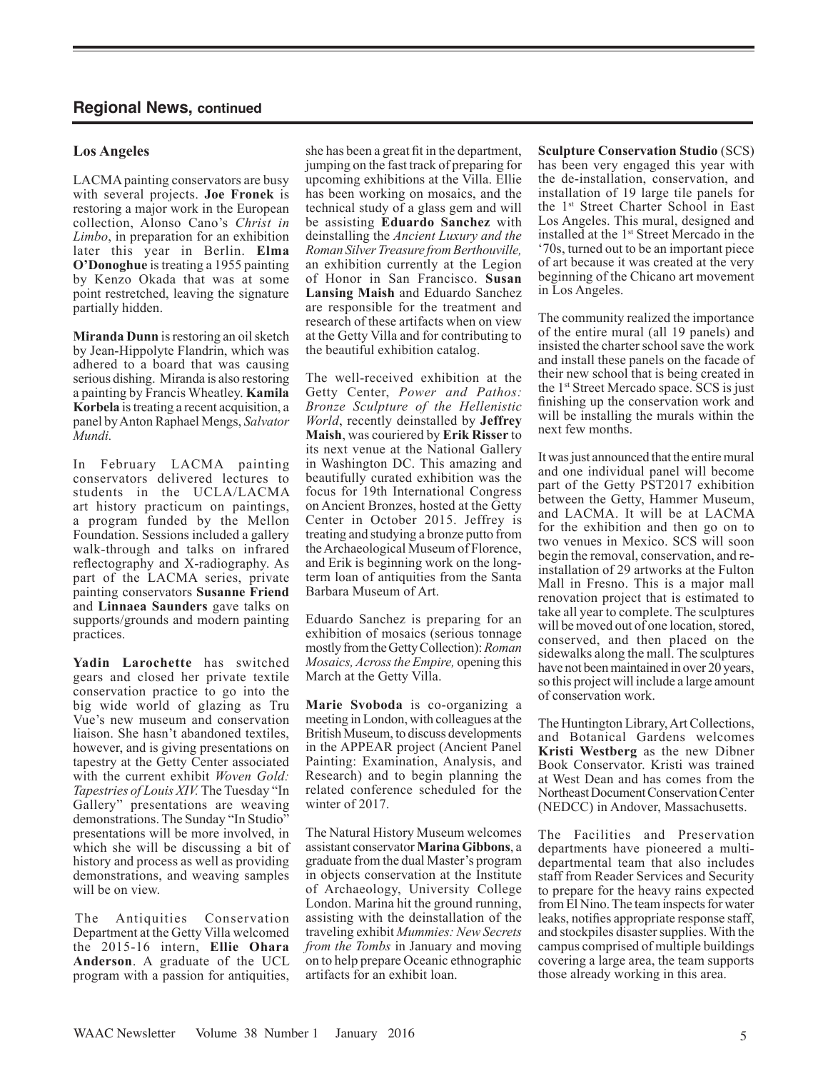## Regional News, continued

### Los Angeles

LACMA painting conservators are busy with several projects. **Joe Fronek** is restoring a major work in the European collection, Alonso Cano's *Christ in Limbo*, in preparation for an exhibition later this year in Berlin. **Elma O'Donoghue** is treating a 1955 painting by Kenzo Okada that was at some point restretched, leaving the signature partially hidden.

**Miranda Dunn** is restoring an oil sketch by Jean-Hippolyte Flandrin, which was adhered to a board that was causing serious dishing. Miranda is also restoring a painting by Francis Wheatley. **Kamila Korbela** is treating a recent acquisition, a panel by Anton Raphael Mengs, *Salvator Mundi.*

In February LACMA painting conservators delivered lectures to students in the UCLA/LACMA art history practicum on paintings, a program funded by the Mellon Foundation. Sessions included a gallery walk-through and talks on infrared reflectography and X-radiography. As part of the LACMA series, private painting conservators **Susanne Friend** and **Linnaea Saunders** gave talks on supports/grounds and modern painting practices.

**Yadin Larochette** has switched gears and closed her private textile conservation practice to go into the big wide world of glazing as Tru Vue's new museum and conservation liaison. She hasn't abandoned textiles, however, and is giving presentations on tapestry at the Getty Center associated with the current exhibit *Woven Gold: Tapestries of Louis XIV.* The Tuesday "In Gallery" presentations are weaving demonstrations. The Sunday "In Studio" presentations will be more involved, in which she will be discussing a bit of history and process as well as providing demonstrations, and weaving samples will be on view.

The Antiquities Conservation Department at the Getty Villa welcomed the 2015-16 intern, **Ellie Ohara Anderson**. A graduate of the UCL program with a passion for antiquities, she has been a great fit in the department, jumping on the fast track of preparing for upcoming exhibitions at the Villa. Ellie has been working on mosaics, and the technical study of a glass gem and will be assisting **Eduardo Sanchez** with deinstalling the *Ancient Luxury and the Roman Silver Treasure from Berthouville,* an exhibition currently at the Legion of Honor in San Francisco. **Susan Lansing Maish** and Eduardo Sanchez are responsible for the treatment and research of these artifacts when on view at the Getty Villa and for contributing to the beautiful exhibition catalog.

The well-received exhibition at the Getty Center, *Power and Pathos: Bronze Sculpture of the Hellenistic World*, recently deinstalled by **Jeffrey Maish**, was couriered by **Erik Risser** to its next venue at the National Gallery in Washington DC. This amazing and beautifully curated exhibition was the focus for 19th International Congress on Ancient Bronzes, hosted at the Getty Center in October 2015. Jeffrey is treating and studying a bronze putto from the Archaeological Museum of Florence, and Erik is beginning work on the long-term loan of antiquities from the Santa Barbara Museum of Art.

Eduardo Sanchez is preparing for an exhibition of mosaics (serious tonnage mostly from the Getty Collection): *Roman Mosaics, Across the Empire,* opening this March at the Getty Villa.

**Marie Svoboda** is co-organizing a meeting in London, with colleagues at the British Museum, to discuss developments in the APPEAR project (Ancient Panel Painting: Examination, Analysis, and Research) and to begin planning the related conference scheduled for the winter of 2017.

The Natural History Museum welcomes assistant conservator **Marina Gibbons**, a graduate from the dual Master's program in objects conservation at the Institute of Archaeology, University College London. Marina hit the ground running, assisting with the deinstallation of the traveling exhibit *Mummies: New Secrets from the Tombs* in January and moving on to help prepare Oceanic ethnographic artifacts for an exhibit loan.

**Sculpture Conservation Studio** (SCS) has been very engaged this year with the de-installation, conservation, and installation of 19 large tile panels for the 1st Street Charter School in East Los Angeles. This mural, designed and installed at the 1st Street Mercado in the '70s, turned out to be an important piece of art because it was created at the very beginning of the Chicano art movement in Los Angeles.

The community realized the importance of the entire mural (all 19 panels) and insisted the charter school save the work and install these panels on the facade of their new school that is being created in the 1st Street Mercado space. SCS is just finishing up the conservation work and will be installing the murals within the next few months.

It was just announced that the entire mural and one individual panel will become part of the Getty PST2017 exhibition between the Getty, Hammer Museum, and LACMA. It will be at LACMA for the exhibition and then go on to two venues in Mexico. SCS will soon begin the removal, conservation, and re-installation of 29 artworks at the Fulton Mall in Fresno. This is a major mall renovation project that is estimated to take all year to complete. The sculptures will be moved out of one location, stored, conserved, and then placed on the sidewalks along the mall. The sculptures have not been maintained in over 20 years, so this project will include a large amount of conservation work.

The Huntington Library, Art Collections, and Botanical Gardens welcomes **Kristi Westberg** as the new Dibner Book Conservator. Kristi was trained at West Dean and has comes from the Northeast Document Conservation Center (NEDCC) in Andover, Massachusetts.

The Facilities and Preservation departments have pioneered a multi-departmental team that also includes staff from Reader Services and Security to prepare for the heavy rains expected from El Nino. The team inspects for water leaks, notifies appropriate response staff, and stockpiles disaster supplies. With the campus comprised of multiple buildings covering a large area, the team supports those already working in this area.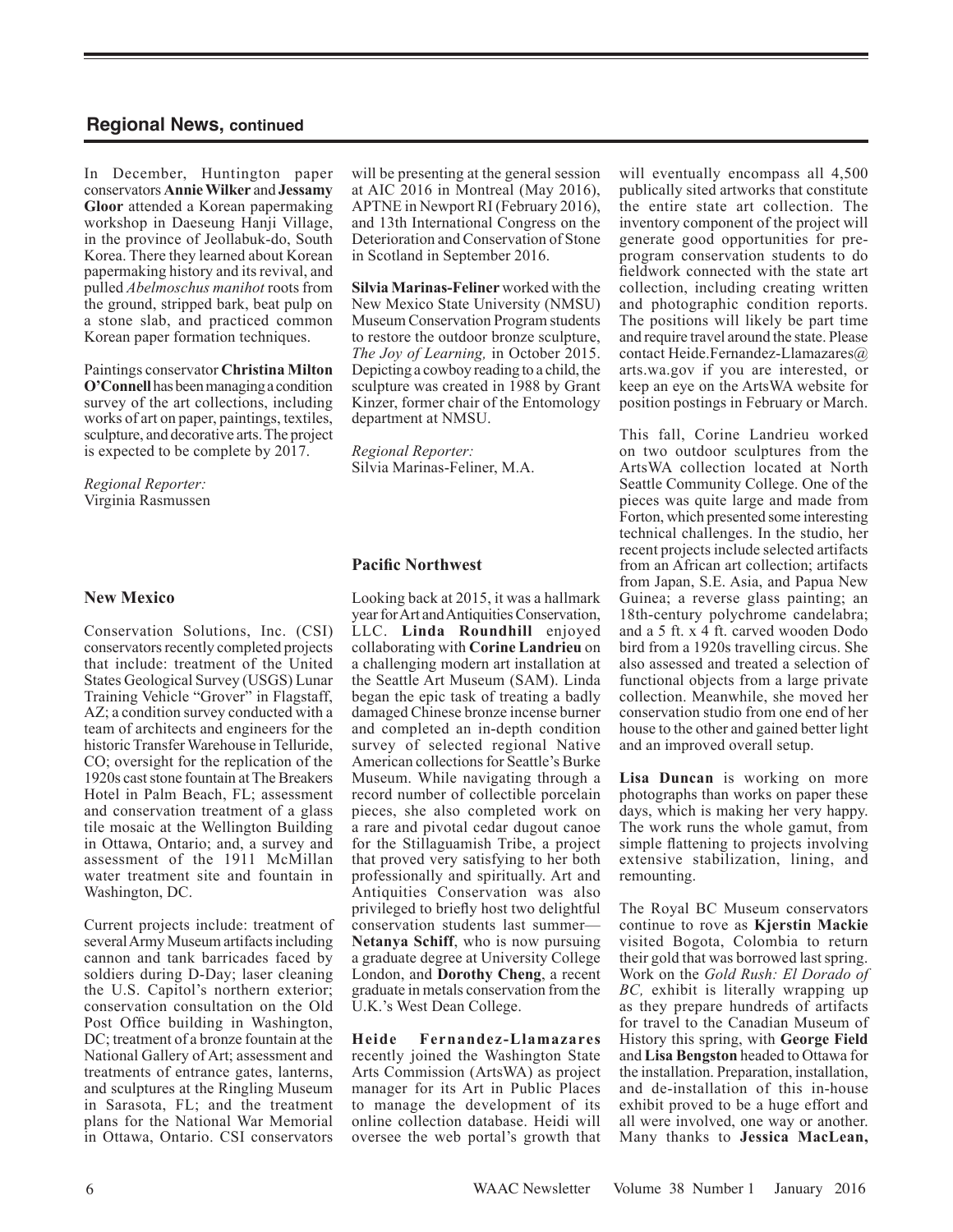## Regional News, continued

In December, Huntington paper conservators **Annie Wilker** and **Jessamy Gloor** attended a Korean papermaking workshop in Daeseung Hanji Village, in the province of Jeollabuk-do, South Korea. There they learned about Korean papermaking history and its revival, and pulled *Abelmoschus manihot* roots from the ground, stripped bark, beat pulp on a stone slab, and practiced common Korean paper formation techniques.

Paintings conservator **Christina Milton O'Connell** has been managing a condition survey of the art collections, including works of art on paper, paintings, textiles, sculpture, and decorative arts. The project is expected to be complete by 2017.

*Regional Reporter:*
Virginia Rasmussen

### New Mexico

Conservation Solutions, Inc. (CSI) conservators recently completed projects that include: treatment of the United States Geological Survey (USGS) Lunar Training Vehicle "Grover" in Flagstaff, AZ; a condition survey conducted with a team of architects and engineers for the historic Transfer Warehouse in Telluride, CO; oversight for the replication of the 1920s cast stone fountain at The Breakers Hotel in Palm Beach, FL; assessment and conservation treatment of a glass tile mosaic at the Wellington Building in Ottawa, Ontario; and, a survey and assessment of the 1911 McMillan water treatment site and fountain in Washington, DC.

Current projects include: treatment of several Army Museum artifacts including cannon and tank barricades faced by soldiers during D-Day; laser cleaning the U.S. Capitol's northern exterior; conservation consultation on the Old Post Office building in Washington, DC; treatment of a bronze fountain at the National Gallery of Art; assessment and treatments of entrance gates, lanterns, and sculptures at the Ringling Museum in Sarasota, FL; and the treatment plans for the National War Memorial in Ottawa, Ontario. CSI conservators will be presenting at the general session at AIC 2016 in Montreal (May 2016), APTNE in Newport RI (February 2016), and 13th International Congress on the Deterioration and Conservation of Stone in Scotland in September 2016.

**Silvia Marinas-Feliner** worked with the New Mexico State University (NMSU) Museum Conservation Program students to restore the outdoor bronze sculpture, *The Joy of Learning,* in October 2015. Depicting a cowboy reading to a child, the sculpture was created in 1988 by Grant Kinzer, former chair of the Entomology department at NMSU.

*Regional Reporter:*
Silvia Marinas-Feliner, M.A.

### Pacific Northwest

Looking back at 2015, it was a hallmark year for Art and Antiquities Conservation, LLC. **Linda Roundhill** enjoyed collaborating with **Corine Landrieu** on a challenging modern art installation at the Seattle Art Museum (SAM). Linda began the epic task of treating a badly damaged Chinese bronze incense burner and completed an in-depth condition survey of selected regional Native American collections for Seattle's Burke Museum. While navigating through a record number of collectible porcelain pieces, she also completed work on a rare and pivotal cedar dugout canoe for the Stillaguamish Tribe, a project that proved very satisfying to her both professionally and spiritually. Art and Antiquities Conservation was also privileged to briefly host two delightful conservation students last summer—**Netanya Schiff**, who is now pursuing a graduate degree at University College London, and **Dorothy Cheng**, a recent graduate in metals conservation from the U.K.'s West Dean College.

**Heide Fernandez-Llamazares** recently joined the Washington State Arts Commission (ArtsWA) as project manager for its Art in Public Places to manage the development of its online collection database. Heidi will oversee the web portal's growth that will eventually encompass all 4,500 publically sited artworks that constitute the entire state art collection. The inventory component of the project will generate good opportunities for pre-program conservation students to do fieldwork connected with the state art collection, including creating written and photographic condition reports. The positions will likely be part time and require travel around the state. Please contact Heide.Fernandez-Llamazares@arts.wa.gov if you are interested, or keep an eye on the ArtsWA website for position postings in February or March.

This fall, Corine Landrieu worked on two outdoor sculptures from the ArtsWA collection located at North Seattle Community College. One of the pieces was quite large and made from Forton, which presented some interesting technical challenges. In the studio, her recent projects include selected artifacts from an African art collection; artifacts from Japan, S.E. Asia, and Papua New Guinea; a reverse glass painting; an 18th-century polychrome candelabra; and a 5 ft. x 4 ft. carved wooden Dodo bird from a 1920s travelling circus. She also assessed and treated a selection of functional objects from a large private collection. Meanwhile, she moved her conservation studio from one end of her house to the other and gained better light and an improved overall setup.

**Lisa Duncan** is working on more photographs than works on paper these days, which is making her very happy. The work runs the whole gamut, from simple flattening to projects involving extensive stabilization, lining, and remounting.

The Royal BC Museum conservators continue to rove as **Kjerstin Mackie** visited Bogota, Colombia to return their gold that was borrowed last spring. Work on the *Gold Rush: El Dorado of BC,* exhibit is literally wrapping up as they prepare hundreds of artifacts for travel to the Canadian Museum of History this spring, with **George Field** and **Lisa Bengston** headed to Ottawa for the installation. Preparation, installation, and de-installation of this in-house exhibit proved to be a huge effort and all were involved, one way or another. Many thanks to **Jessica MacLean,**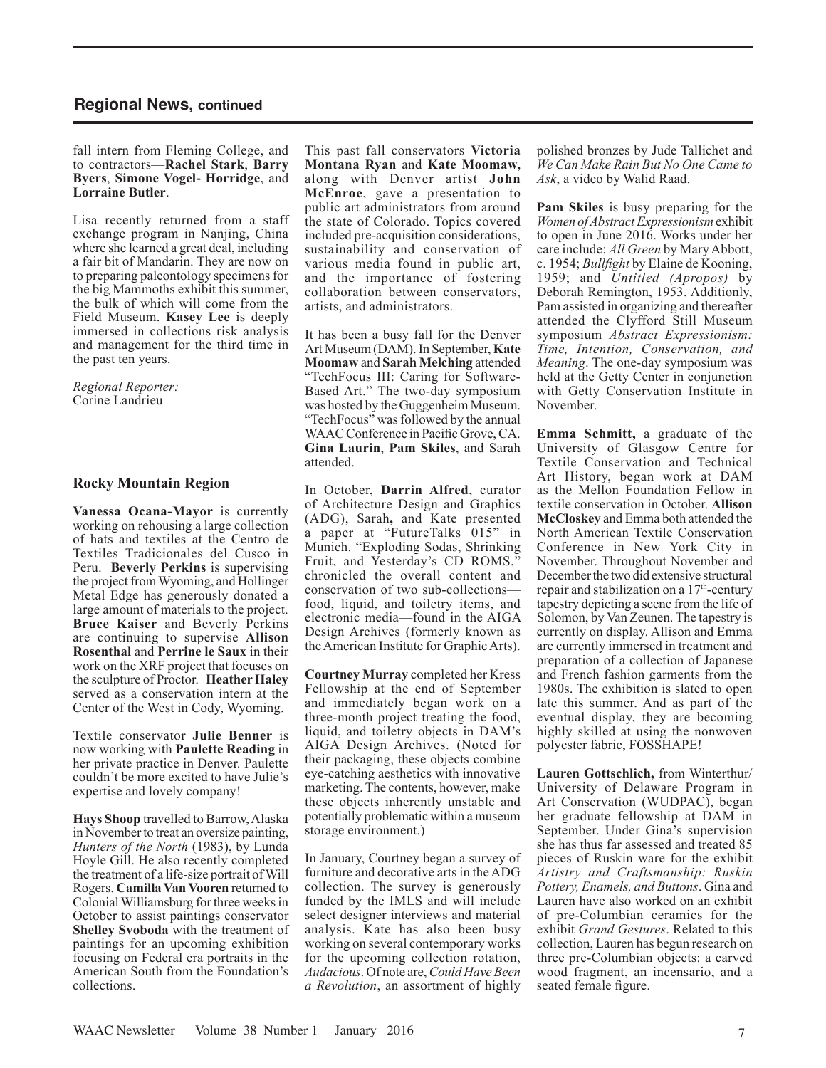## Regional News, continued

fall intern from Fleming College, and to contractors—**Rachel Stark**, **Barry Byers**, **Simone Vogel- Horridge**, and **Lorraine Butler**.

Lisa recently returned from a staff exchange program in Nanjing, China where she learned a great deal, including a fair bit of Mandarin. They are now on to preparing paleontology specimens for the big Mammoths exhibit this summer, the bulk of which will come from the Field Museum. **Kasey Lee** is deeply immersed in collections risk analysis and management for the third time in the past ten years.

*Regional Reporter:*
Corine Landrieu

### Rocky Mountain Region

**Vanessa Ocana-Mayor** is currently working on rehousing a large collection of hats and textiles at the Centro de Textiles Tradicionales del Cusco in Peru. **Beverly Perkins** is supervising the project from Wyoming, and Hollinger Metal Edge has generously donated a large amount of materials to the project. **Bruce Kaiser** and Beverly Perkins are continuing to supervise **Allison Rosenthal** and **Perrine le Saux** in their work on the XRF project that focuses on the sculpture of Proctor. **Heather Haley** served as a conservation intern at the Center of the West in Cody, Wyoming.

Textile conservator **Julie Benner** is now working with **Paulette Reading** in her private practice in Denver. Paulette couldn't be more excited to have Julie's expertise and lovely company!

**Hays Shoop** travelled to Barrow, Alaska in November to treat an oversize painting, *Hunters of the North* (1983), by Lunda Hoyle Gill. He also recently completed the treatment of a life-size portrait of Will Rogers. **Camilla Van Vooren** returned to Colonial Williamsburg for three weeks in October to assist paintings conservator **Shelley Svoboda** with the treatment of paintings for an upcoming exhibition focusing on Federal era portraits in the American South from the Foundation's collections.

This past fall conservators **Victoria Montana Ryan** and **Kate Moomaw,** along with Denver artist **John McEnroe**, gave a presentation to public art administrators from around the state of Colorado. Topics covered included pre-acquisition considerations, sustainability and conservation of various media found in public art, and the importance of fostering collaboration between conservators, artists, and administrators.

It has been a busy fall for the Denver Art Museum (DAM). In September, **Kate Moomaw** and **Sarah Melching** attended "TechFocus III: Caring for Software-Based Art." The two-day symposium was hosted by the Guggenheim Museum. "TechFocus" was followed by the annual WAAC Conference in Pacific Grove, CA. **Gina Laurin**, **Pam Skiles**, and Sarah attended.

In October, **Darrin Alfred**, curator of Architecture Design and Graphics (ADG), Sarah**,** and Kate presented a paper at "FutureTalks 015" in Munich. "Exploding Sodas, Shrinking Fruit, and Yesterday's CD ROMS," chronicled the overall content and conservation of two sub-collections—food, liquid, and toiletry items, and electronic media—found in the AIGA Design Archives (formerly known as the American Institute for Graphic Arts).

**Courtney Murray** completed her Kress Fellowship at the end of September and immediately began work on a three-month project treating the food, liquid, and toiletry objects in DAM's AIGA Design Archives. (Noted for their packaging, these objects combine eye-catching aesthetics with innovative marketing. The contents, however, make these objects inherently unstable and potentially problematic within a museum storage environment.)

In January, Courtney began a survey of furniture and decorative arts in the ADG collection. The survey is generously funded by the IMLS and will include select designer interviews and material analysis. Kate has also been busy working on several contemporary works for the upcoming collection rotation, *Audacious*. Of note are, *Could Have Been a Revolution*, an assortment of highly polished bronzes by Jude Tallichet and *We Can Make Rain But No One Came to Ask*, a video by Walid Raad.

**Pam Skiles** is busy preparing for the *Women of Abstract Expressionism* exhibit to open in June 2016. Works under her care include: *All Green* by Mary Abbott, c. 1954; *Bullfight* by Elaine de Kooning, 1959; and *Untitled (Apropos)* by Deborah Remington, 1953. Additionly, Pam assisted in organizing and thereafter attended the Clyfford Still Museum symposium *Abstract Expressionism: Time, Intention, Conservation, and Meaning*. The one-day symposium was held at the Getty Center in conjunction with Getty Conservation Institute in November.

**Emma Schmitt,** a graduate of the University of Glasgow Centre for Textile Conservation and Technical Art History, began work at DAM as the Mellon Foundation Fellow in textile conservation in October. **Allison McCloskey** and Emma both attended the North American Textile Conservation Conference in New York City in November. Throughout November and December the two did extensive structural repair and stabilization on a 17th-century tapestry depicting a scene from the life of Solomon, by Van Zeunen. The tapestry is currently on display. Allison and Emma are currently immersed in treatment and preparation of a collection of Japanese and French fashion garments from the 1980s. The exhibition is slated to open late this summer. And as part of the eventual display, they are becoming highly skilled at using the nonwoven polyester fabric, FOSSHAPE!

**Lauren Gottschlich,** from Winterthur/ University of Delaware Program in Art Conservation (WUDPAC), began her graduate fellowship at DAM in September. Under Gina's supervision she has thus far assessed and treated 85 pieces of Ruskin ware for the exhibit *Artistry and Craftsmanship: Ruskin Pottery, Enamels, and Buttons*. Gina and Lauren have also worked on an exhibit of pre-Columbian ceramics for the exhibit *Grand Gestures*. Related to this collection, Lauren has begun research on three pre-Columbian objects: a carved wood fragment, an incensario, and a seated female figure.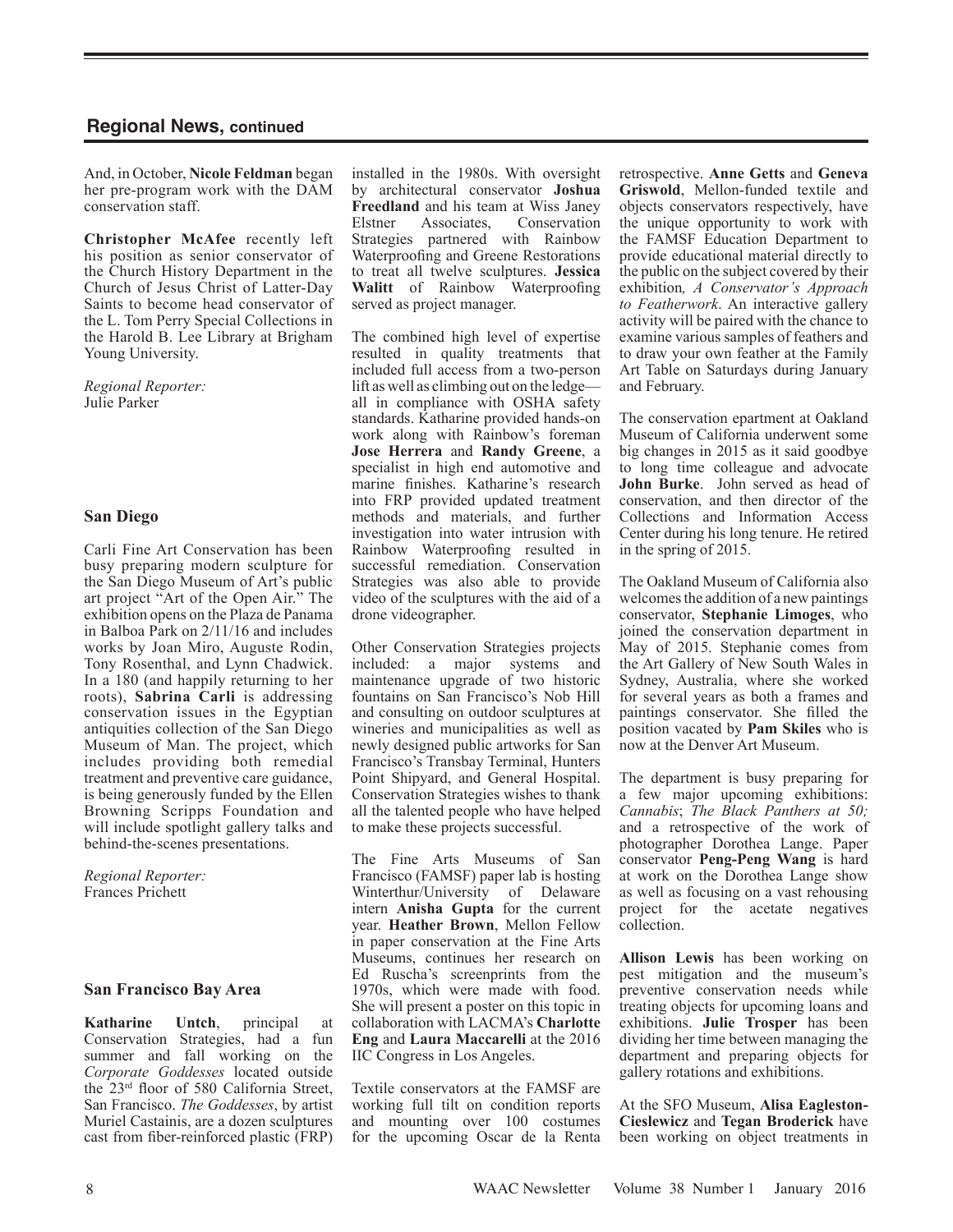## Regional News, continued

And, in October, **Nicole Feldman** began her pre-program work with the DAM conservation staff.

**Christopher McAfee** recently left his position as senior conservator of the Church History Department in the Church of Jesus Christ of Latter-Day Saints to become head conservator of the L. Tom Perry Special Collections in the Harold B. Lee Library at Brigham Young University.

*Regional Reporter:*
Julie Parker

### San Diego

Carli Fine Art Conservation has been busy preparing modern sculpture for the San Diego Museum of Art's public art project "Art of the Open Air." The exhibition opens on the Plaza de Panama in Balboa Park on 2/11/16 and includes works by Joan Miro, Auguste Rodin, Tony Rosenthal, and Lynn Chadwick. In a 180 (and happily returning to her roots), **Sabrina Carli** is addressing conservation issues in the Egyptian antiquities collection of the San Diego Museum of Man. The project, which includes providing both remedial treatment and preventive care guidance, is being generously funded by the Ellen Browning Scripps Foundation and will include spotlight gallery talks and behind-the-scenes presentations.

*Regional Reporter:*
Frances Prichett

### San Francisco Bay Area

**Katharine Untch**, principal at Conservation Strategies, had a fun summer and fall working on the *Corporate Goddesses* located outside the 23rd floor of 580 California Street, San Francisco. *The Goddesses*, by artist Muriel Castainis, are a dozen sculptures cast from fiber-reinforced plastic (FRP) installed in the 1980s. With oversight by architectural conservator **Joshua Freedland** and his team at Wiss Janey Elstner Associates, Conservation Strategies partnered with Rainbow Waterproofing and Greene Restorations to treat all twelve sculptures. **Jessica Walitt** of Rainbow Waterproofing served as project manager.

The combined high level of expertise resulted in quality treatments that included full access from a two-person lift as well as climbing out on the ledge—all in compliance with OSHA safety standards. Katharine provided hands-on work along with Rainbow's foreman **Jose Herrera** and **Randy Greene**, a specialist in high end automotive and marine finishes. Katharine's research into FRP provided updated treatment methods and materials, and further investigation into water intrusion with Rainbow Waterproofing resulted in successful remediation. Conservation Strategies was also able to provide video of the sculptures with the aid of a drone videographer.

Other Conservation Strategies projects included: a major systems and maintenance upgrade of two historic fountains on San Francisco's Nob Hill and consulting on outdoor sculptures at wineries and municipalities as well as newly designed public artworks for San Francisco's Transbay Terminal, Hunters Point Shipyard, and General Hospital. Conservation Strategies wishes to thank all the talented people who have helped to make these projects successful.

The Fine Arts Museums of San Francisco (FAMSF) paper lab is hosting Winterthur/University of Delaware intern **Anisha Gupta** for the current year. **Heather Brown**, Mellon Fellow in paper conservation at the Fine Arts Museums, continues her research on Ed Ruscha's screenprints from the 1970s, which were made with food. She will present a poster on this topic in collaboration with LACMA's **Charlotte Eng** and **Laura Maccarelli** at the 2016 IIC Congress in Los Angeles.

Textile conservators at the FAMSF are working full tilt on condition reports and mounting over 100 costumes for the upcoming Oscar de la Renta retrospective. **Anne Getts** and **Geneva Griswold**, Mellon-funded textile and objects conservators respectively, have the unique opportunity to work with the FAMSF Education Department to provide educational material directly to the public on the subject covered by their exhibition*, A Conservator's Approach to Featherwork*. An interactive gallery activity will be paired with the chance to examine various samples of feathers and to draw your own feather at the Family Art Table on Saturdays during January and February.

The conservation epartment at Oakland Museum of California underwent some big changes in 2015 as it said goodbye to long time colleague and advocate **John Burke**. John served as head of conservation, and then director of the Collections and Information Access Center during his long tenure. He retired in the spring of 2015.

The Oakland Museum of California also welcomes the addition of a new paintings conservator, **Stephanie Limoges**, who joined the conservation department in May of 2015. Stephanie comes from the Art Gallery of New South Wales in Sydney, Australia, where she worked for several years as both a frames and paintings conservator. She filled the position vacated by **Pam Skiles** who is now at the Denver Art Museum.

The department is busy preparing for a few major upcoming exhibitions: *Cannabis*; *The Black Panthers at 50;* and a retrospective of the work of photographer Dorothea Lange. Paper conservator **Peng-Peng Wang** is hard at work on the Dorothea Lange show as well as focusing on a vast rehousing project for the acetate negatives collection.

**Allison Lewis** has been working on pest mitigation and the museum's preventive conservation needs while treating objects for upcoming loans and exhibitions. **Julie Trosper** has been dividing her time between managing the department and preparing objects for gallery rotations and exhibitions.

At the SFO Museum, **Alisa Eagleston-Cieslewicz** and **Tegan Broderick** have been working on object treatments in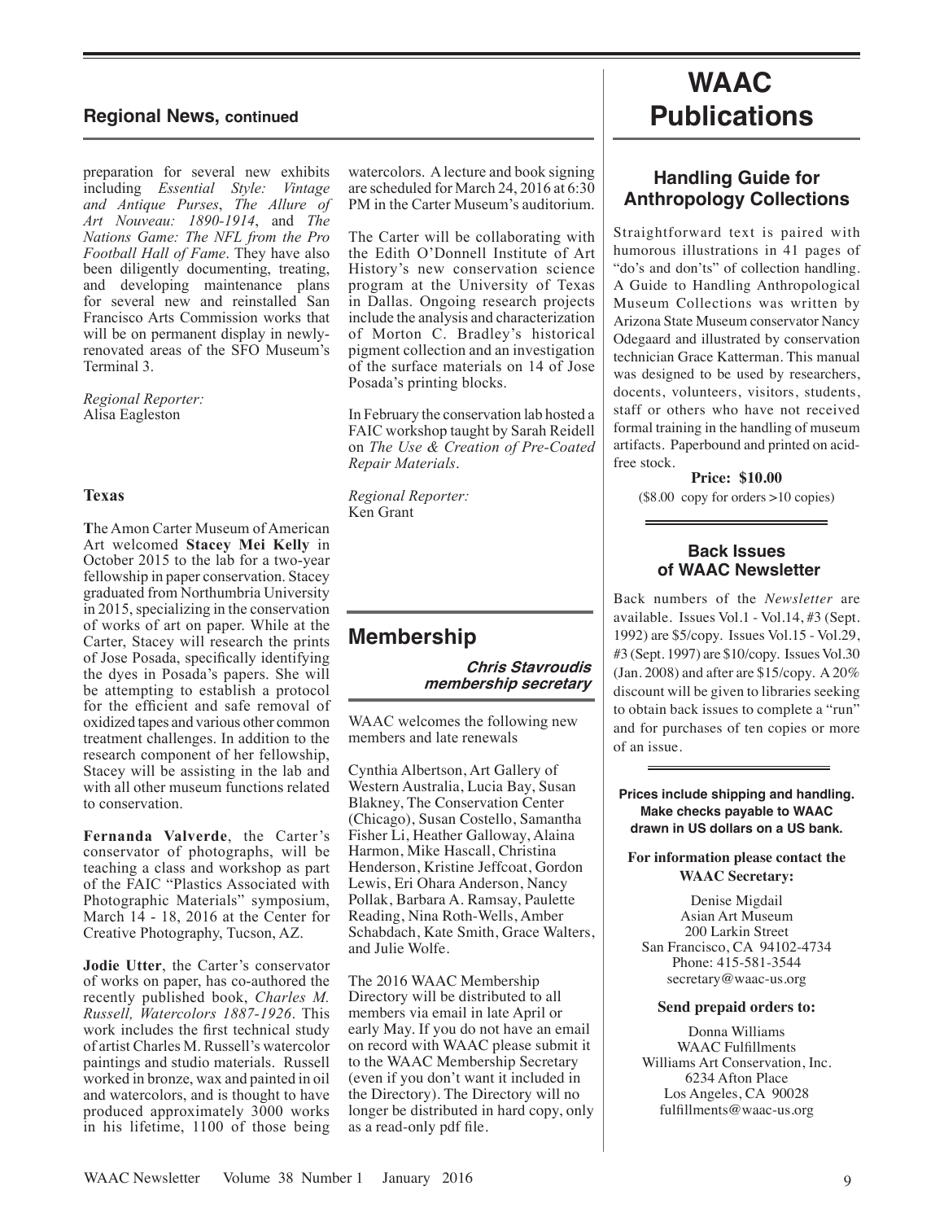## Regional News, continued

preparation for several new exhibits including *Essential Style: Vintage and Antique Purses*, *The Allure of Art Nouveau: 1890-1914*, and *The Nations Game: The NFL from the Pro Football Hall of Fame*. They have also been diligently documenting, treating, and developing maintenance plans for several new and reinstalled San Francisco Arts Commission works that will be on permanent display in newly-renovated areas of the SFO Museum's Terminal 3.

*Regional Reporter:*
Alisa Eagleston

### Texas

**T**he Amon Carter Museum of American Art welcomed **Stacey Mei Kelly** in October 2015 to the lab for a two-year fellowship in paper conservation. Stacey graduated from Northumbria University in 2015, specializing in the conservation of works of art on paper. While at the Carter, Stacey will research the prints of Jose Posada, specifically identifying the dyes in Posada's papers. She will be attempting to establish a protocol for the efficient and safe removal of oxidized tapes and various other common treatment challenges. In addition to the research component of her fellowship, Stacey will be assisting in the lab and with all other museum functions related to conservation.

**Fernanda Valverde**, the Carter's conservator of photographs, will be teaching a class and workshop as part of the FAIC "Plastics Associated with Photographic Materials" symposium, March 14 - 18, 2016 at the Center for Creative Photography, Tucson, AZ.

**Jodie Utter**, the Carter's conservator of works on paper, has co-authored the recently published book, *Charles M. Russell, Watercolors 1887-1926*. This work includes the first technical study of artist Charles M. Russell's watercolor paintings and studio materials. Russell worked in bronze, wax and painted in oil and watercolors, and is thought to have produced approximately 3000 works in his lifetime, 1100 of those being watercolors. A lecture and book signing are scheduled for March 24, 2016 at 6:30 PM in the Carter Museum's auditorium.

The Carter will be collaborating with the Edith O'Donnell Institute of Art History's new conservation science program at the University of Texas in Dallas. Ongoing research projects include the analysis and characterization of Morton C. Bradley's historical pigment collection and an investigation of the surface materials on 14 of Jose Posada's printing blocks.

In February the conservation lab hosted a FAIC workshop taught by Sarah Reidell on *The Use & Creation of Pre-Coated Repair Materials*.

*Regional Reporter:*
Ken Grant

## Membership

***Chris Stavroudis***
***membership secretary***

WAAC welcomes the following new members and late renewals

Cynthia Albertson, Art Gallery of Western Australia, Lucia Bay, Susan Blakney, The Conservation Center (Chicago), Susan Costello, Samantha Fisher Li, Heather Galloway, Alaina Harmon, Mike Hascall, Christina Henderson, Kristine Jeffcoat, Gordon Lewis, Eri Ohara Anderson, Nancy Pollak, Barbara A. Ramsay, Paulette Reading, Nina Roth-Wells, Amber Schabdach, Kate Smith, Grace Walters, and Julie Wolfe.

The 2016 WAAC Membership Directory will be distributed to all members via email in late April or early May. If you do not have an email on record with WAAC please submit it to the WAAC Membership Secretary (even if you don't want it included in the Directory). The Directory will no longer be distributed in hard copy, only as a read-only pdf file.

# WAAC Publications

### Handling Guide for Anthropology Collections

Straightforward text is paired with humorous illustrations in 41 pages of "do's and don'ts" of collection handling. A Guide to Handling Anthropological Museum Collections was written by Arizona State Museum conservator Nancy Odegaard and illustrated by conservation technician Grace Katterman. This manual was designed to be used by researchers, docents, volunteers, visitors, students, staff or others who have not received formal training in the handling of museum artifacts. Paperbound and printed on acid-free stock.

**Price: $10.00**

($8.00 copy for orders >10 copies)

### Back Issues of WAAC Newsletter

Back numbers of the *Newsletter* are available. Issues Vol.1 - Vol.14, #3 (Sept. 1992) are $5/copy. Issues Vol.15 - Vol.29, #3 (Sept. 1997) are $10/copy. Issues Vol.30 (Jan. 2008) and after are $15/copy. A 20% discount will be given to libraries seeking to obtain back issues to complete a "run" and for purchases of ten copies or more of an issue.

**Prices include shipping and handling. Make checks payable to WAAC drawn in US dollars on a US bank.**

**For information please contact the WAAC Secretary:**

Denise Migdail
Asian Art Museum
200 Larkin Street
San Francisco, CA 94102-4734
Phone: 415-581-3544
secretary@waac-us.org

**Send prepaid orders to:**

Donna Williams
WAAC Fulfillments
Williams Art Conservation, Inc.
6234 Afton Place
Los Angeles, CA 90028
fulfillments@waac-us.org